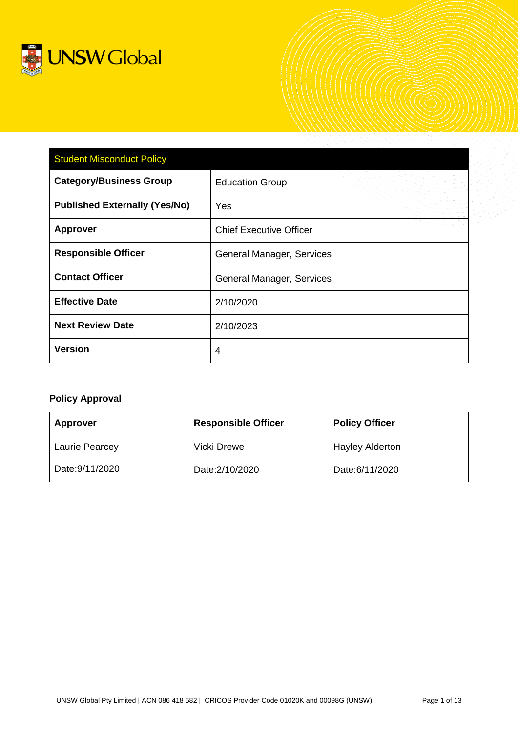UNSW Global

| Student Misconduct Policy | |
|---|---|
| **Category/Business Group** | Education Group |
| **Published Externally (Yes/No)** | Yes |
| **Approver** | Chief Executive Officer |
| **Responsible Officer** | General Manager, Services |
| **Contact Officer** | General Manager, Services |
| **Effective Date** | 2/10/2020 |
| **Next Review Date** | 2/10/2023 |
| **Version** | 4 |

**Policy Approval**

| Approver | Responsible Officer | Policy Officer |
|---|---|---|
| Laurie Pearcey | Vicki Drewe | Hayley Alderton |
| Date:9/11/2020 | Date:2/10/2020 | Date:6/11/2020 |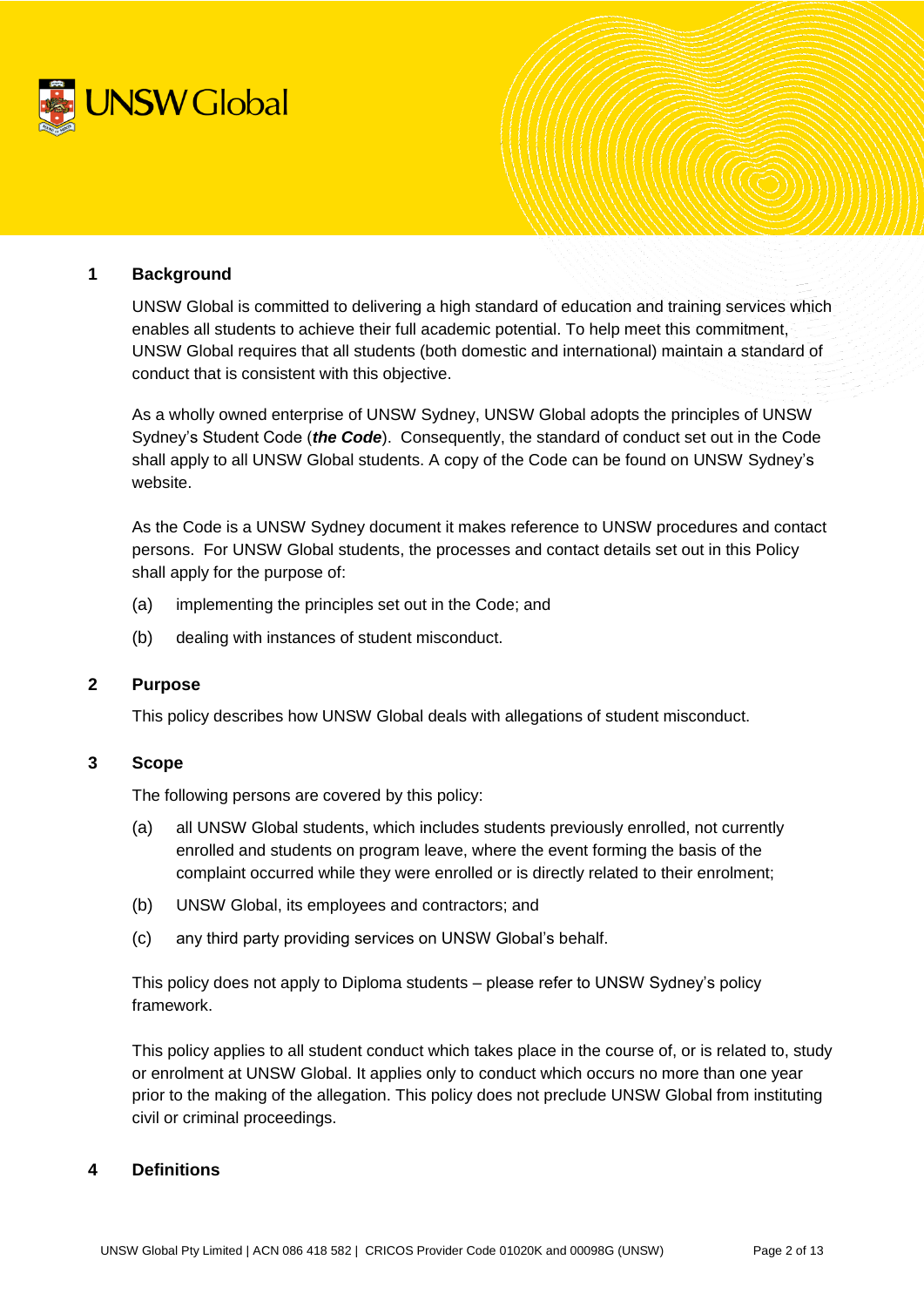## 1 Background

UNSW Global is committed to delivering a high standard of education and training services which enables all students to achieve their full academic potential. To help meet this commitment, UNSW Global requires that all students (both domestic and international) maintain a standard of conduct that is consistent with this objective.

As a wholly owned enterprise of UNSW Sydney, UNSW Global adopts the principles of UNSW Sydney's Student Code (***the Code***). Consequently, the standard of conduct set out in the Code shall apply to all UNSW Global students. A copy of the Code can be found on UNSW Sydney's website.

As the Code is a UNSW Sydney document it makes reference to UNSW procedures and contact persons. For UNSW Global students, the processes and contact details set out in this Policy shall apply for the purpose of:

(a) implementing the principles set out in the Code; and

(b) dealing with instances of student misconduct.

## 2 Purpose

This policy describes how UNSW Global deals with allegations of student misconduct.

## 3 Scope

The following persons are covered by this policy:

(a) all UNSW Global students, which includes students previously enrolled, not currently enrolled and students on program leave, where the event forming the basis of the complaint occurred while they were enrolled or is directly related to their enrolment;

(b) UNSW Global, its employees and contractors; and

(c) any third party providing services on UNSW Global's behalf.

This policy does not apply to Diploma students – please refer to UNSW Sydney's policy framework.

This policy applies to all student conduct which takes place in the course of, or is related to, study or enrolment at UNSW Global. It applies only to conduct which occurs no more than one year prior to the making of the allegation. This policy does not preclude UNSW Global from instituting civil or criminal proceedings.

## 4 Definitions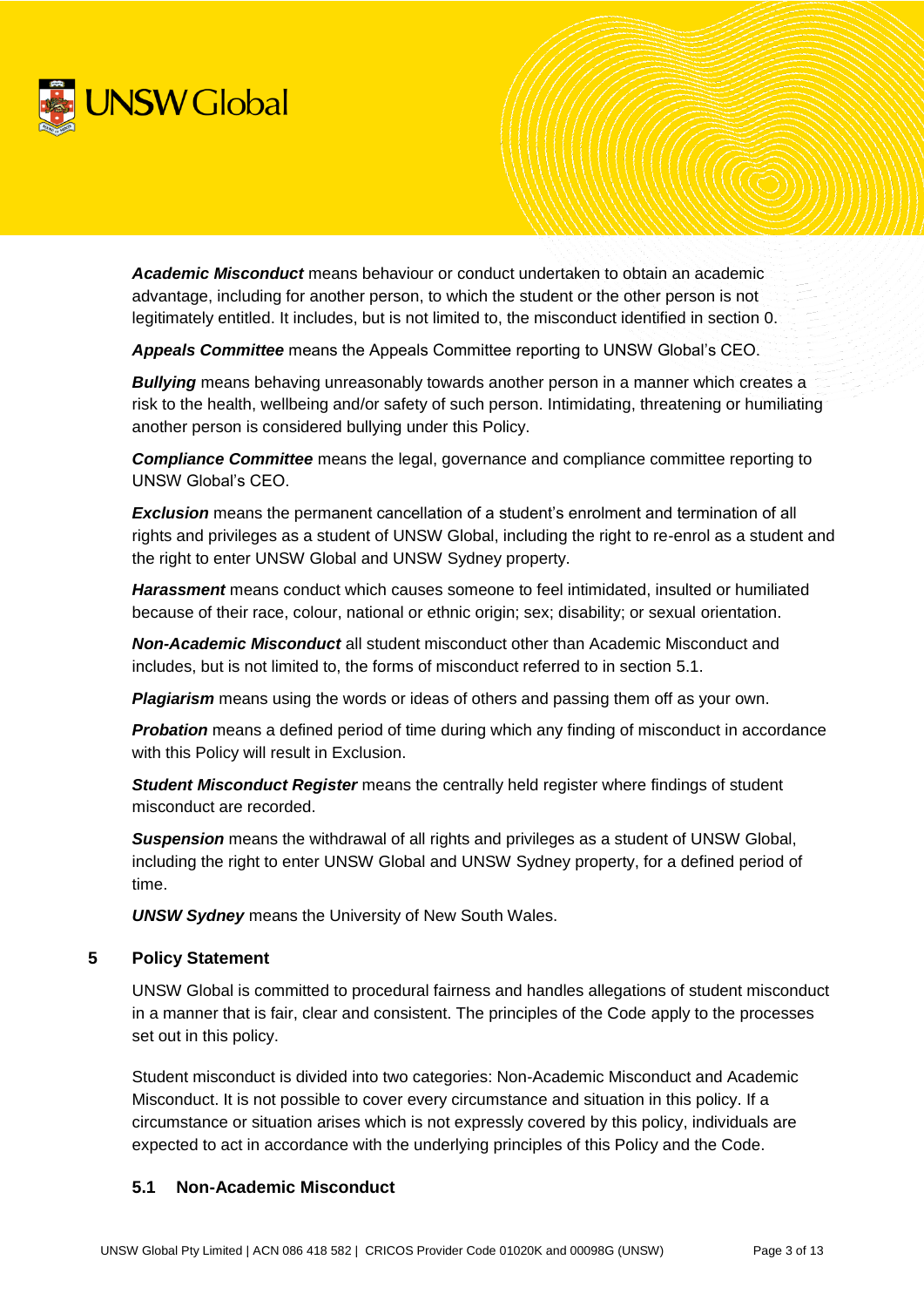***Academic Misconduct*** means behaviour or conduct undertaken to obtain an academic advantage, including for another person, to which the student or the other person is not legitimately entitled. It includes, but is not limited to, the misconduct identified in section 0.

***Appeals Committee*** means the Appeals Committee reporting to UNSW Global's CEO.

***Bullying*** means behaving unreasonably towards another person in a manner which creates a risk to the health, wellbeing and/or safety of such person. Intimidating, threatening or humiliating another person is considered bullying under this Policy.

***Compliance Committee*** means the legal, governance and compliance committee reporting to UNSW Global's CEO.

***Exclusion*** means the permanent cancellation of a student's enrolment and termination of all rights and privileges as a student of UNSW Global, including the right to re-enrol as a student and the right to enter UNSW Global and UNSW Sydney property.

***Harassment*** means conduct which causes someone to feel intimidated, insulted or humiliated because of their race, colour, national or ethnic origin; sex; disability; or sexual orientation.

***Non-Academic Misconduct*** all student misconduct other than Academic Misconduct and includes, but is not limited to, the forms of misconduct referred to in section 5.1.

***Plagiarism*** means using the words or ideas of others and passing them off as your own.

***Probation*** means a defined period of time during which any finding of misconduct in accordance with this Policy will result in Exclusion.

***Student Misconduct Register*** means the centrally held register where findings of student misconduct are recorded.

***Suspension*** means the withdrawal of all rights and privileges as a student of UNSW Global, including the right to enter UNSW Global and UNSW Sydney property, for a defined period of time.

***UNSW Sydney*** means the University of New South Wales.

## 5 Policy Statement

UNSW Global is committed to procedural fairness and handles allegations of student misconduct in a manner that is fair, clear and consistent. The principles of the Code apply to the processes set out in this policy.

Student misconduct is divided into two categories: Non-Academic Misconduct and Academic Misconduct. It is not possible to cover every circumstance and situation in this policy. If a circumstance or situation arises which is not expressly covered by this policy, individuals are expected to act in accordance with the underlying principles of this Policy and the Code.

### 5.1 Non-Academic Misconduct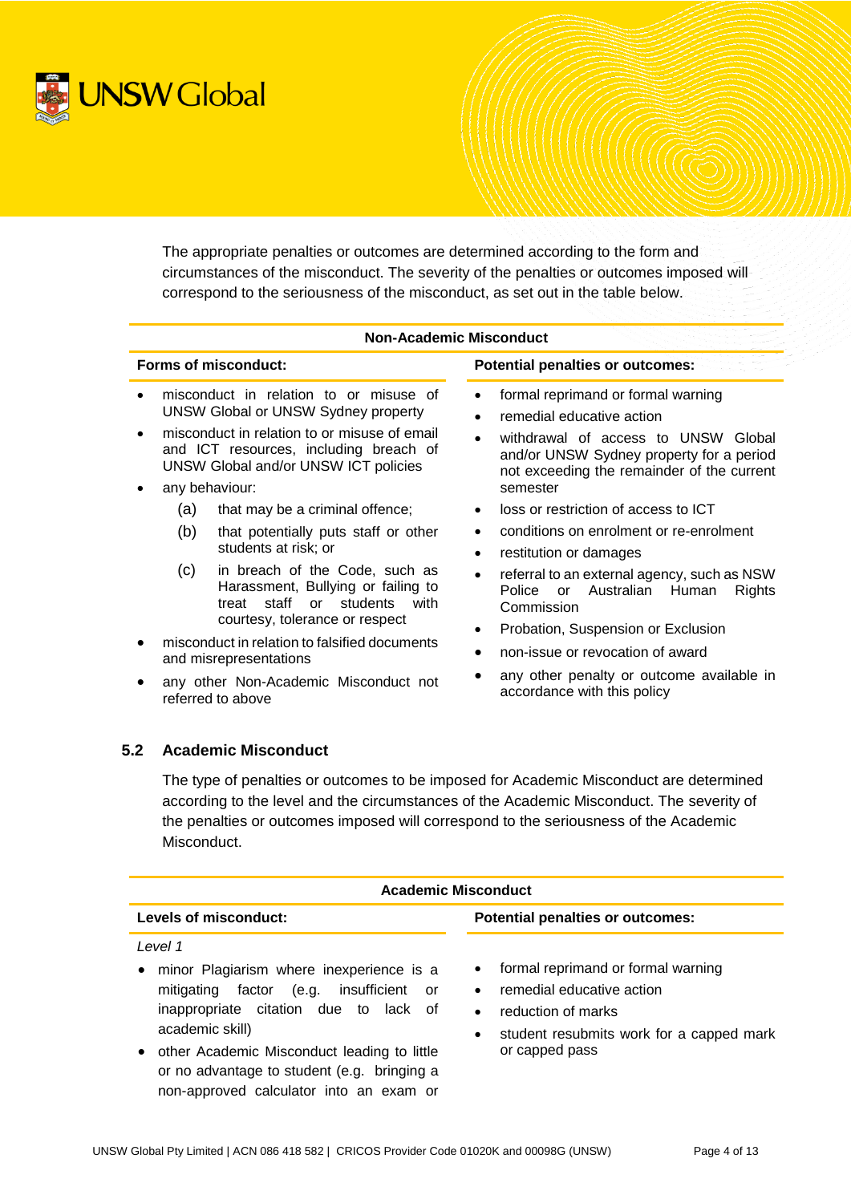The appropriate penalties or outcomes are determined according to the form and circumstances of the misconduct. The severity of the penalties or outcomes imposed will correspond to the seriousness of the misconduct, as set out in the table below.

| Non-Academic Misconduct | |
|---|---|
| **Forms of misconduct:** | **Potential penalties or outcomes:** |
| • misconduct in relation to or misuse of UNSW Global or UNSW Sydney property<br>• misconduct in relation to or misuse of email and ICT resources, including breach of UNSW Global and/or UNSW ICT policies<br>• any behaviour:<br>(a) that may be a criminal offence;<br>(b) that potentially puts staff or other students at risk; or<br>(c) in breach of the Code, such as Harassment, Bullying or failing to treat staff or students with courtesy, tolerance or respect<br>• misconduct in relation to falsified documents and misrepresentations<br>• any other Non-Academic Misconduct not referred to above | • formal reprimand or formal warning<br>• remedial educative action<br>• withdrawal of access to UNSW Global and/or UNSW Sydney property for a period not exceeding the remainder of the current semester<br>• loss or restriction of access to ICT<br>• conditions on enrolment or re-enrolment<br>• restitution or damages<br>• referral to an external agency, such as NSW Police or Australian Human Rights Commission<br>• Probation, Suspension or Exclusion<br>• non-issue or revocation of award<br>• any other penalty or outcome available in accordance with this policy |

### 5.2 Academic Misconduct

The type of penalties or outcomes to be imposed for Academic Misconduct are determined according to the level and the circumstances of the Academic Misconduct. The severity of the penalties or outcomes imposed will correspond to the seriousness of the Academic Misconduct.

| Academic Misconduct | |
|---|---|
| **Levels of misconduct:** | **Potential penalties or outcomes:** |
| *Level 1*<br>• minor Plagiarism where inexperience is a mitigating factor (e.g. insufficient or inappropriate citation due to lack of academic skill)<br>• other Academic Misconduct leading to little or no advantage to student (e.g. bringing a non-approved calculator into an exam or | • formal reprimand or formal warning<br>• remedial educative action<br>• reduction of marks<br>• student resubmits work for a capped mark or capped pass |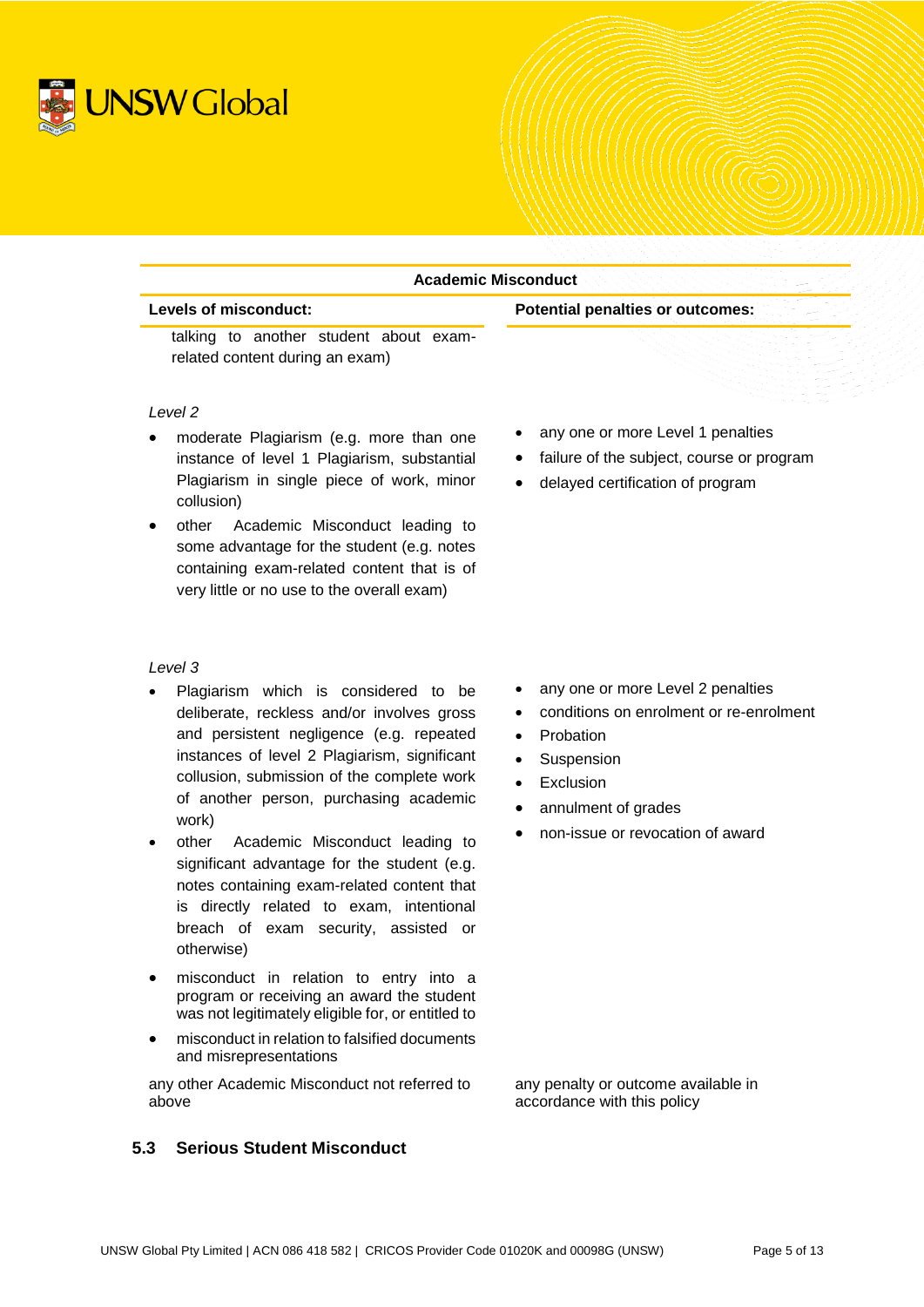| Academic Misconduct | |
|---|---|
| **Levels of misconduct:** | **Potential penalties or outcomes:** |
| talking to another student about exam-related content during an exam) | |
| *Level 2*<br>• moderate Plagiarism (e.g. more than one instance of level 1 Plagiarism, substantial Plagiarism in single piece of work, minor collusion)<br>• other Academic Misconduct leading to some advantage for the student (e.g. notes containing exam-related content that is of very little or no use to the overall exam) | • any one or more Level 1 penalties<br>• failure of the subject, course or program<br>• delayed certification of program |
| *Level 3*<br>• Plagiarism which is considered to be deliberate, reckless and/or involves gross and persistent negligence (e.g. repeated instances of level 2 Plagiarism, significant collusion, submission of the complete work of another person, purchasing academic work)<br>• other Academic Misconduct leading to significant advantage for the student (e.g. notes containing exam-related content that is directly related to exam, intentional breach of exam security, assisted or otherwise)<br>• misconduct in relation to entry into a program or receiving an award the student was not legitimately eligible for, or entitled to<br>• misconduct in relation to falsified documents and misrepresentations | • any one or more Level 2 penalties<br>• conditions on enrolment or re-enrolment<br>• Probation<br>• Suspension<br>• Exclusion<br>• annulment of grades<br>• non-issue or revocation of award |
| any other Academic Misconduct not referred to above | any penalty or outcome available in accordance with this policy |

### 5.3 Serious Student Misconduct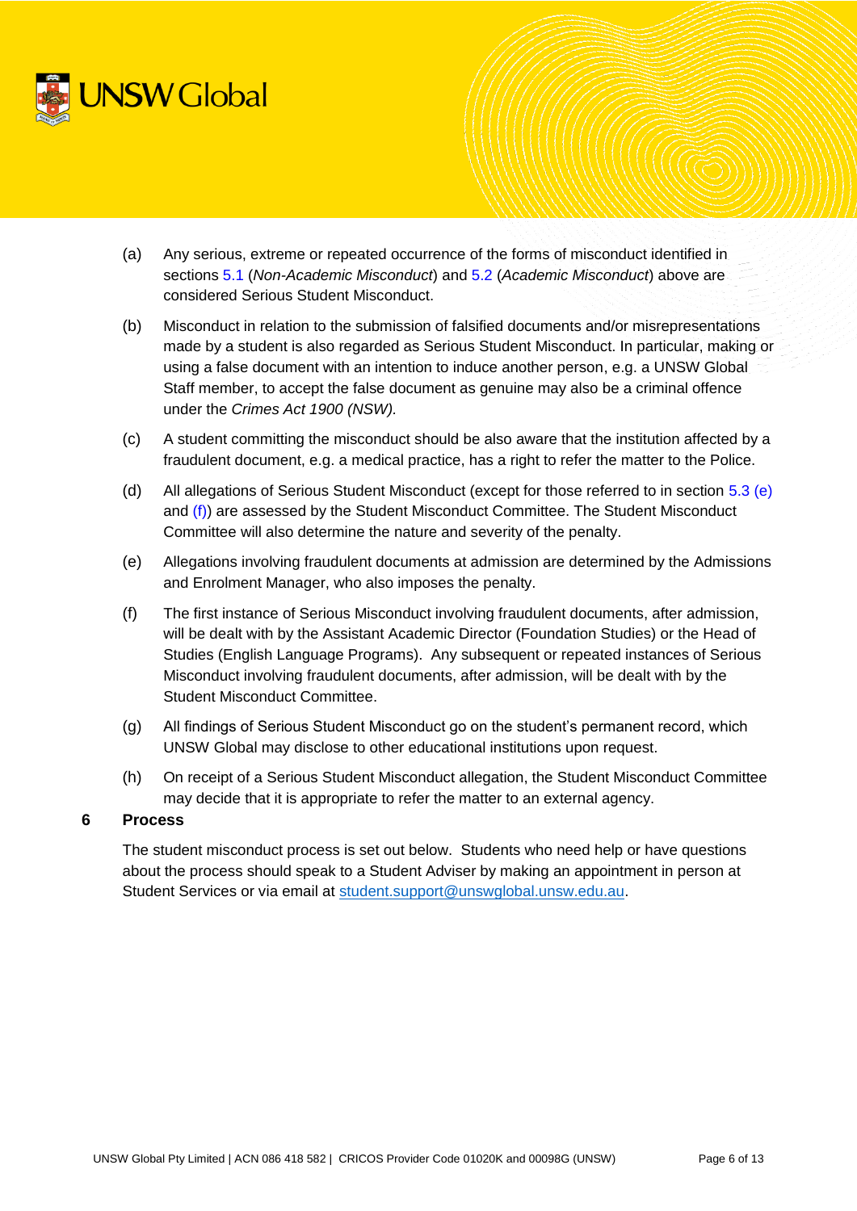(a) Any serious, extreme or repeated occurrence of the forms of misconduct identified in sections 5.1 (*Non-Academic Misconduct*) and 5.2 (*Academic Misconduct*) above are considered Serious Student Misconduct.

(b) Misconduct in relation to the submission of falsified documents and/or misrepresentations made by a student is also regarded as Serious Student Misconduct. In particular, making or using a false document with an intention to induce another person, e.g. a UNSW Global Staff member, to accept the false document as genuine may also be a criminal offence under the *Crimes Act 1900 (NSW).*

(c) A student committing the misconduct should be also aware that the institution affected by a fraudulent document, e.g. a medical practice, has a right to refer the matter to the Police.

(d) All allegations of Serious Student Misconduct (except for those referred to in section 5.3 (e) and (f)) are assessed by the Student Misconduct Committee. The Student Misconduct Committee will also determine the nature and severity of the penalty.

(e) Allegations involving fraudulent documents at admission are determined by the Admissions and Enrolment Manager, who also imposes the penalty.

(f) The first instance of Serious Misconduct involving fraudulent documents, after admission, will be dealt with by the Assistant Academic Director (Foundation Studies) or the Head of Studies (English Language Programs). Any subsequent or repeated instances of Serious Misconduct involving fraudulent documents, after admission, will be dealt with by the Student Misconduct Committee.

(g) All findings of Serious Student Misconduct go on the student's permanent record, which UNSW Global may disclose to other educational institutions upon request.

(h) On receipt of a Serious Student Misconduct allegation, the Student Misconduct Committee may decide that it is appropriate to refer the matter to an external agency.

## 6 Process

The student misconduct process is set out below. Students who need help or have questions about the process should speak to a Student Adviser by making an appointment in person at Student Services or via email at student.support@unswglobal.unsw.edu.au.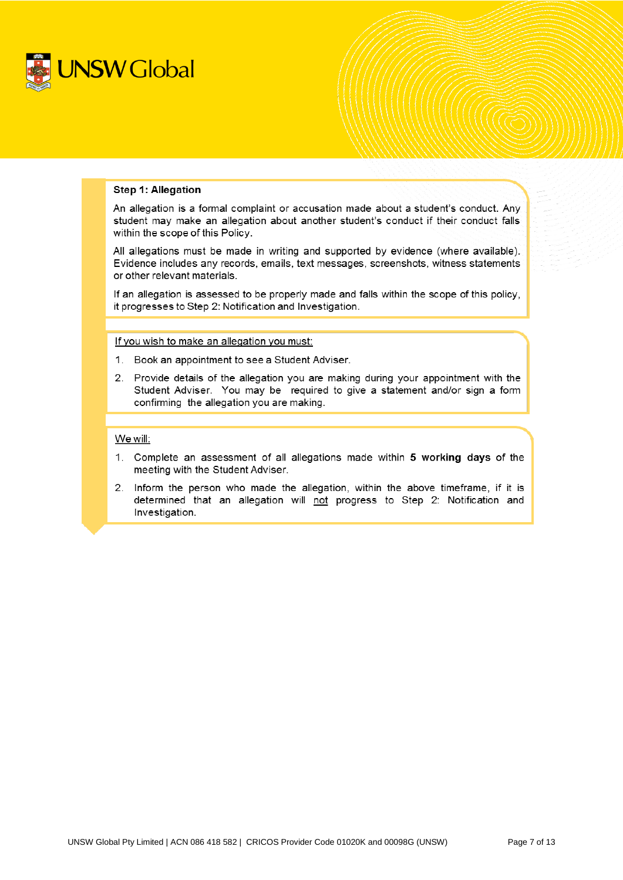### Step 1: Allegation

An allegation is a formal complaint or accusation made about a student's conduct. Any student may make an allegation about another student's conduct if their conduct falls within the scope of this Policy.

All allegations must be made in writing and supported by evidence (where available). Evidence includes any records, emails, text messages, screenshots, witness statements or other relevant materials.

If an allegation is assessed to be properly made and falls within the scope of this policy, it progresses to Step 2: Notification and Investigation.

<u>If you wish to make an allegation you must:</u>

1. Book an appointment to see a Student Adviser.
2. Provide details of the allegation you are making during your appointment with the Student Adviser. You may be required to give a statement and/or sign a form confirming the allegation you are making.

<u>We will:</u>

1. Complete an assessment of all allegations made within **5 working days** of the meeting with the Student Adviser.
2. Inform the person who made the allegation, within the above timeframe, if it is determined that an allegation will <u>not</u> progress to Step 2: Notification and Investigation.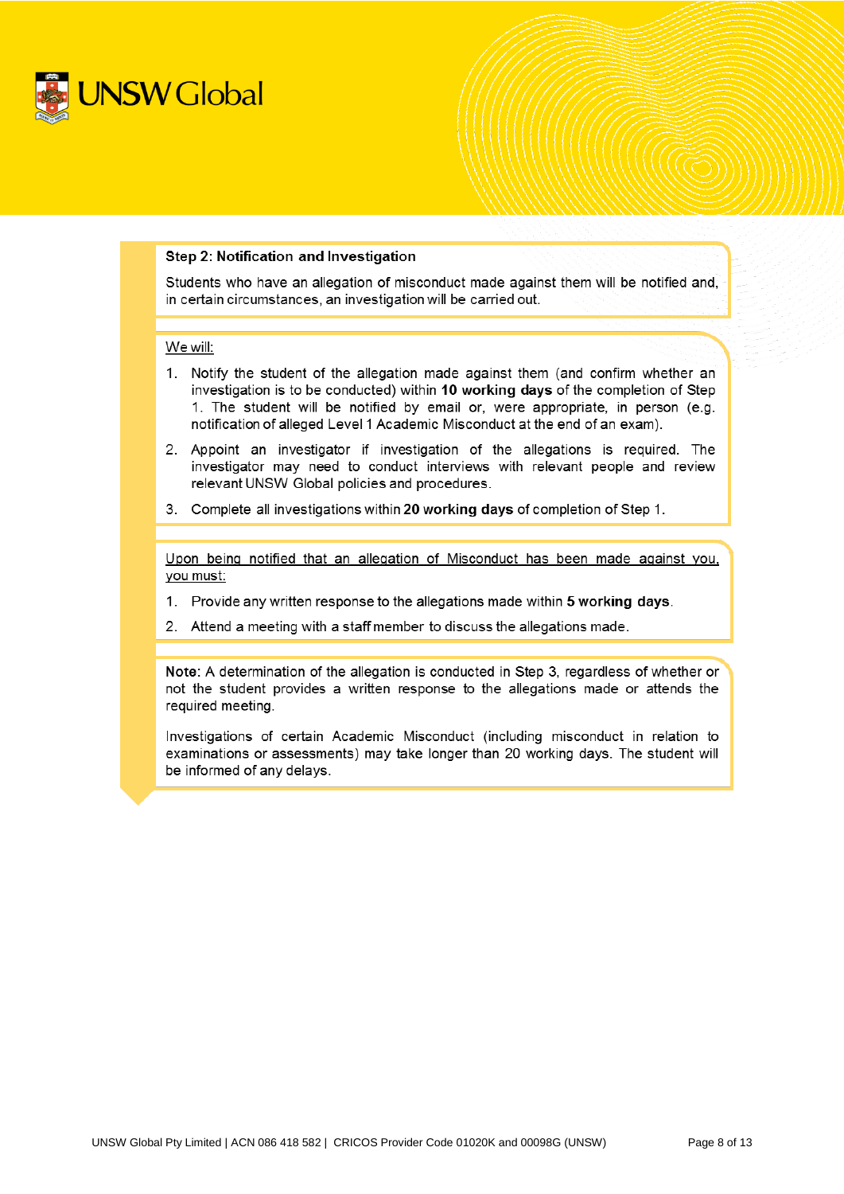**Step 2: Notification and Investigation**

Students who have an allegation of misconduct made against them will be notified and, in certain circumstances, an investigation will be carried out.

We will:

1. Notify the student of the allegation made against them (and confirm whether an investigation is to be conducted) within **10 working days** of the completion of Step 1. The student will be notified by email or, were appropriate, in person (e.g. notification of alleged Level 1 Academic Misconduct at the end of an exam).
2. Appoint an investigator if investigation of the allegations is required. The investigator may need to conduct interviews with relevant people and review relevant UNSW Global policies and procedures.
3. Complete all investigations within **20 working days** of completion of Step 1.

Upon being notified that an allegation of Misconduct has been made against you, you must:

1. Provide any written response to the allegations made within **5 working days**.
2. Attend a meeting with a staff member to discuss the allegations made.

**Note:** A determination of the allegation is conducted in Step 3, regardless of whether or not the student provides a written response to the allegations made or attends the required meeting.

Investigations of certain Academic Misconduct (including misconduct in relation to examinations or assessments) may take longer than 20 working days. The student will be informed of any delays.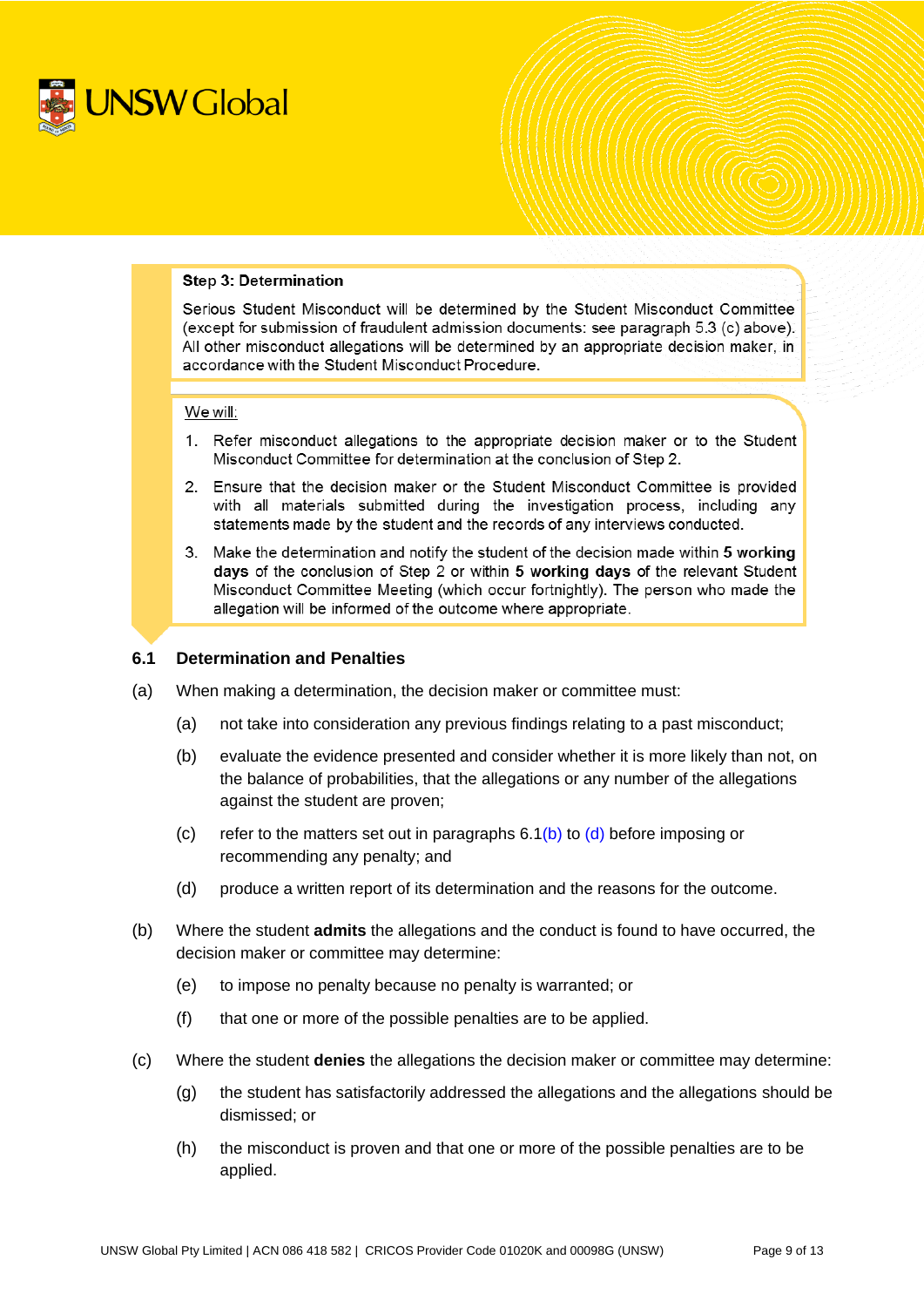**Step 3: Determination**

Serious Student Misconduct will be determined by the Student Misconduct Committee (except for submission of fraudulent admission documents: see paragraph 5.3 (c) above). All other misconduct allegations will be determined by an appropriate decision maker, in accordance with the Student Misconduct Procedure.

We will:

1. Refer misconduct allegations to the appropriate decision maker or to the Student Misconduct Committee for determination at the conclusion of Step 2.
2. Ensure that the decision maker or the Student Misconduct Committee is provided with all materials submitted during the investigation process, including any statements made by the student and the records of any interviews conducted.
3. Make the determination and notify the student of the decision made within **5 working days** of the conclusion of Step 2 or within **5 working days** of the relevant Student Misconduct Committee Meeting (which occur fortnightly). The person who made the allegation will be informed of the outcome where appropriate.

### 6.1 Determination and Penalties

(a) When making a determination, the decision maker or committee must:

- (a) not take into consideration any previous findings relating to a past misconduct;
- (b) evaluate the evidence presented and consider whether it is more likely than not, on the balance of probabilities, that the allegations or any number of the allegations against the student are proven;
- (c) refer to the matters set out in paragraphs 6.1(b) to (d) before imposing or recommending any penalty; and
- (d) produce a written report of its determination and the reasons for the outcome.

(b) Where the student **admits** the allegations and the conduct is found to have occurred, the decision maker or committee may determine:

- (e) to impose no penalty because no penalty is warranted; or
- (f) that one or more of the possible penalties are to be applied.

(c) Where the student **denies** the allegations the decision maker or committee may determine:

- (g) the student has satisfactorily addressed the allegations and the allegations should be dismissed; or
- (h) the misconduct is proven and that one or more of the possible penalties are to be applied.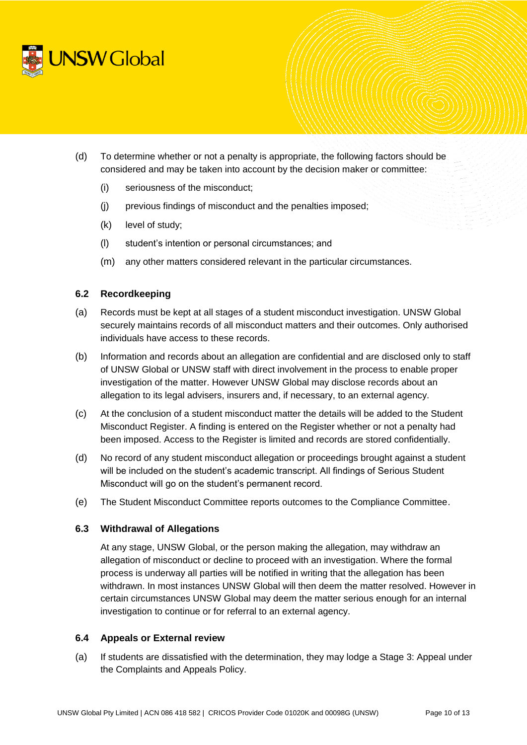(d) To determine whether or not a penalty is appropriate, the following factors should be considered and may be taken into account by the decision maker or committee:

  (i) seriousness of the misconduct;

  (j) previous findings of misconduct and the penalties imposed;

  (k) level of study;

  (l) student's intention or personal circumstances; and

  (m) any other matters considered relevant in the particular circumstances.

### 6.2 Recordkeeping

(a) Records must be kept at all stages of a student misconduct investigation. UNSW Global securely maintains records of all misconduct matters and their outcomes. Only authorised individuals have access to these records.

(b) Information and records about an allegation are confidential and are disclosed only to staff of UNSW Global or UNSW staff with direct involvement in the process to enable proper investigation of the matter. However UNSW Global may disclose records about an allegation to its legal advisers, insurers and, if necessary, to an external agency.

(c) At the conclusion of a student misconduct matter the details will be added to the Student Misconduct Register. A finding is entered on the Register whether or not a penalty had been imposed. Access to the Register is limited and records are stored confidentially.

(d) No record of any student misconduct allegation or proceedings brought against a student will be included on the student's academic transcript. All findings of Serious Student Misconduct will go on the student's permanent record.

(e) The Student Misconduct Committee reports outcomes to the Compliance Committee.

### 6.3 Withdrawal of Allegations

At any stage, UNSW Global, or the person making the allegation, may withdraw an allegation of misconduct or decline to proceed with an investigation. Where the formal process is underway all parties will be notified in writing that the allegation has been withdrawn. In most instances UNSW Global will then deem the matter resolved. However in certain circumstances UNSW Global may deem the matter serious enough for an internal investigation to continue or for referral to an external agency.

### 6.4 Appeals or External review

(a) If students are dissatisfied with the determination, they may lodge a Stage 3: Appeal under the Complaints and Appeals Policy.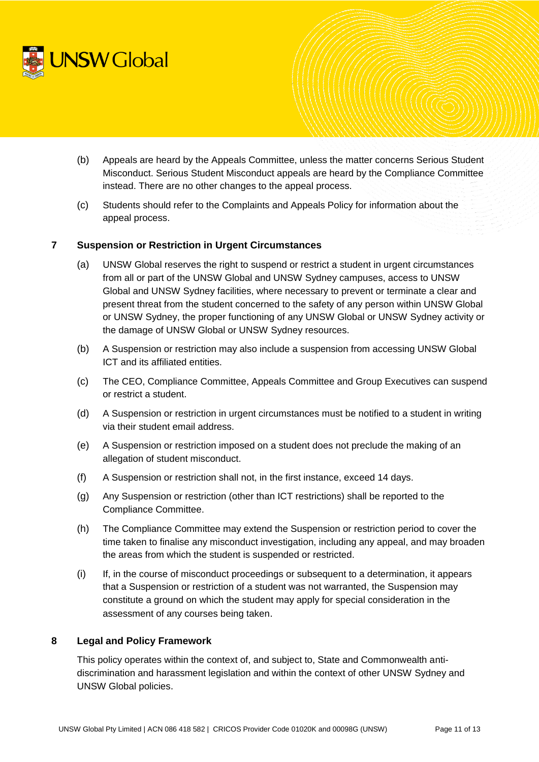(b) Appeals are heard by the Appeals Committee, unless the matter concerns Serious Student Misconduct. Serious Student Misconduct appeals are heard by the Compliance Committee instead. There are no other changes to the appeal process.

(c) Students should refer to the Complaints and Appeals Policy for information about the appeal process.

## 7 Suspension or Restriction in Urgent Circumstances

(a) UNSW Global reserves the right to suspend or restrict a student in urgent circumstances from all or part of the UNSW Global and UNSW Sydney campuses, access to UNSW Global and UNSW Sydney facilities, where necessary to prevent or terminate a clear and present threat from the student concerned to the safety of any person within UNSW Global or UNSW Sydney, the proper functioning of any UNSW Global or UNSW Sydney activity or the damage of UNSW Global or UNSW Sydney resources.

(b) A Suspension or restriction may also include a suspension from accessing UNSW Global ICT and its affiliated entities.

(c) The CEO, Compliance Committee, Appeals Committee and Group Executives can suspend or restrict a student.

(d) A Suspension or restriction in urgent circumstances must be notified to a student in writing via their student email address.

(e) A Suspension or restriction imposed on a student does not preclude the making of an allegation of student misconduct.

(f) A Suspension or restriction shall not, in the first instance, exceed 14 days.

(g) Any Suspension or restriction (other than ICT restrictions) shall be reported to the Compliance Committee.

(h) The Compliance Committee may extend the Suspension or restriction period to cover the time taken to finalise any misconduct investigation, including any appeal, and may broaden the areas from which the student is suspended or restricted.

(i) If, in the course of misconduct proceedings or subsequent to a determination, it appears that a Suspension or restriction of a student was not warranted, the Suspension may constitute a ground on which the student may apply for special consideration in the assessment of any courses being taken.

## 8 Legal and Policy Framework

This policy operates within the context of, and subject to, State and Commonwealth anti-discrimination and harassment legislation and within the context of other UNSW Sydney and UNSW Global policies.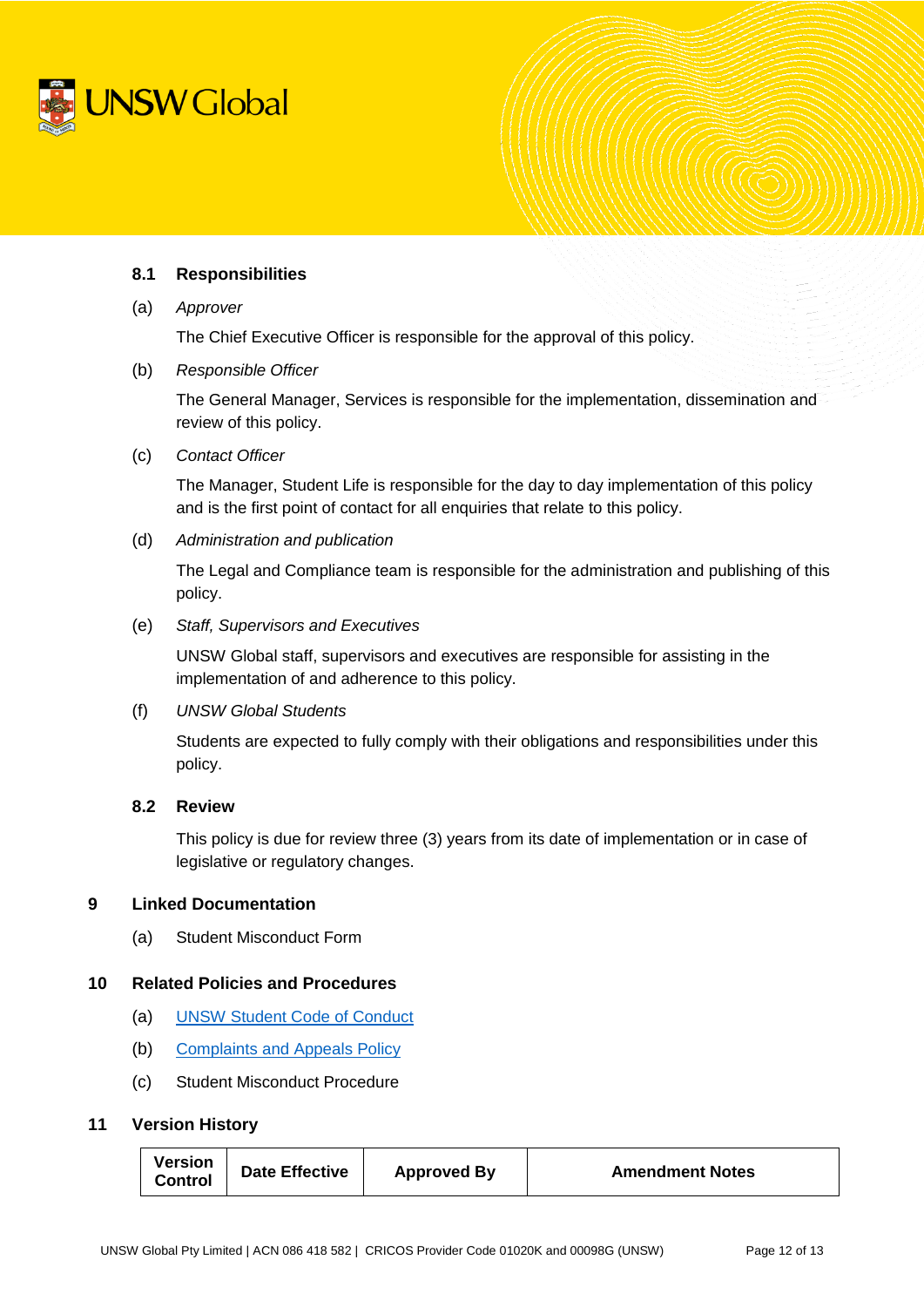### 8.1 Responsibilities

(a) *Approver*

The Chief Executive Officer is responsible for the approval of this policy.

(b) *Responsible Officer*

The General Manager, Services is responsible for the implementation, dissemination and review of this policy.

(c) *Contact Officer*

The Manager, Student Life is responsible for the day to day implementation of this policy and is the first point of contact for all enquiries that relate to this policy.

(d) *Administration and publication*

The Legal and Compliance team is responsible for the administration and publishing of this policy.

(e) *Staff, Supervisors and Executives*

UNSW Global staff, supervisors and executives are responsible for assisting in the implementation of and adherence to this policy.

(f) *UNSW Global Students*

Students are expected to fully comply with their obligations and responsibilities under this policy.

### 8.2 Review

This policy is due for review three (3) years from its date of implementation or in case of legislative or regulatory changes.

## 9 Linked Documentation

(a) Student Misconduct Form

## 10 Related Policies and Procedures

(a) UNSW Student Code of Conduct

(b) Complaints and Appeals Policy

(c) Student Misconduct Procedure

## 11 Version History

| Version Control | Date Effective | Approved By | Amendment Notes |
|---|---|---|---|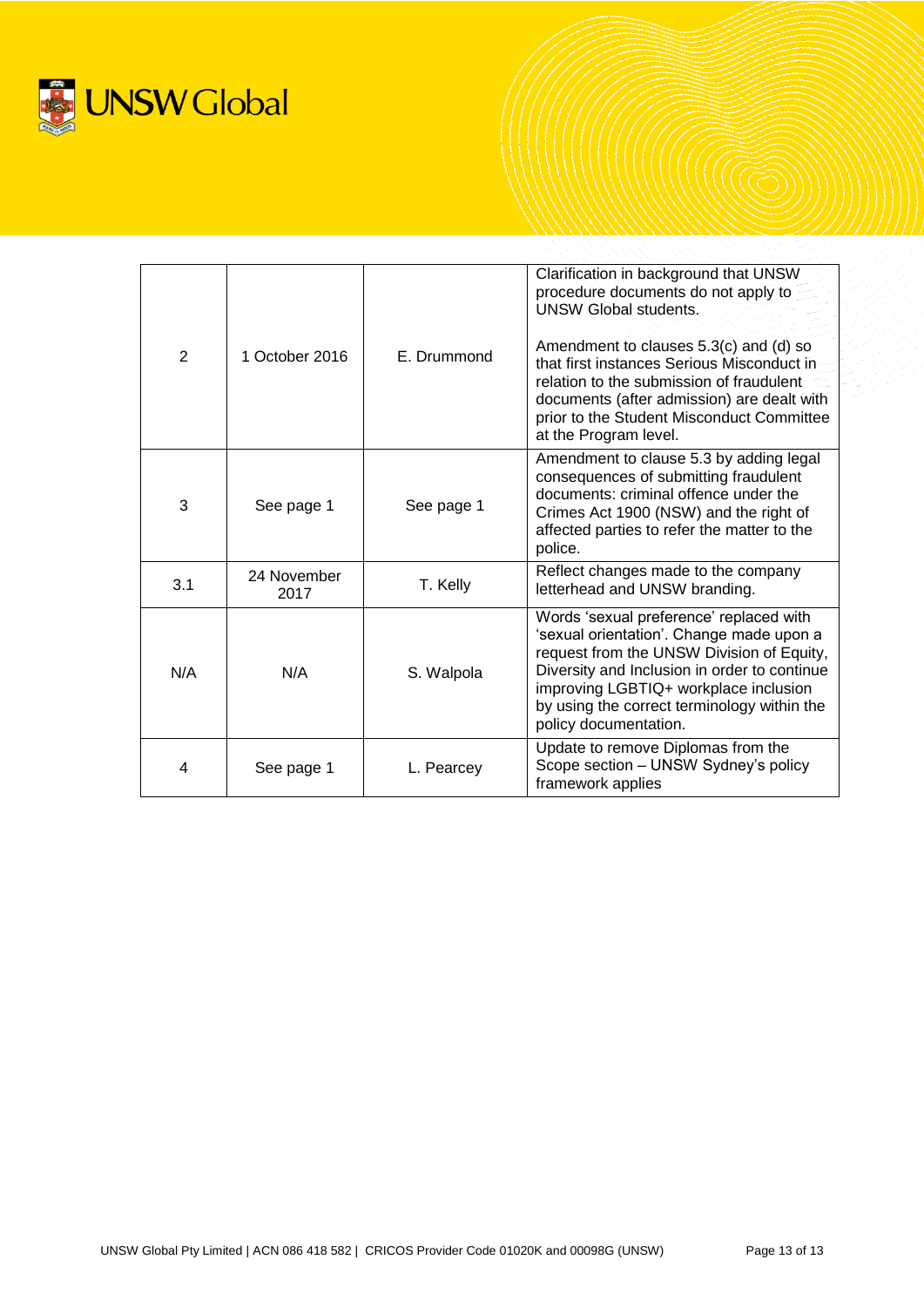| | | | |
|---|---|---|---|
| 2 | 1 October 2016 | E. Drummond | Clarification in background that UNSW procedure documents do not apply to UNSW Global students.<br><br>Amendment to clauses 5.3(c) and (d) so that first instances Serious Misconduct in relation to the submission of fraudulent documents (after admission) are dealt with prior to the Student Misconduct Committee at the Program level. |
| 3 | See page 1 | See page 1 | Amendment to clause 5.3 by adding legal consequences of submitting fraudulent documents: criminal offence under the Crimes Act 1900 (NSW) and the right of affected parties to refer the matter to the police. |
| 3.1 | 24 November 2017 | T. Kelly | Reflect changes made to the company letterhead and UNSW branding. |
| N/A | N/A | S. Walpola | Words 'sexual preference' replaced with 'sexual orientation'. Change made upon a request from the UNSW Division of Equity, Diversity and Inclusion in order to continue improving LGBTIQ+ workplace inclusion by using the correct terminology within the policy documentation. |
| 4 | See page 1 | L. Pearcey | Update to remove Diplomas from the Scope section – UNSW Sydney's policy framework applies |